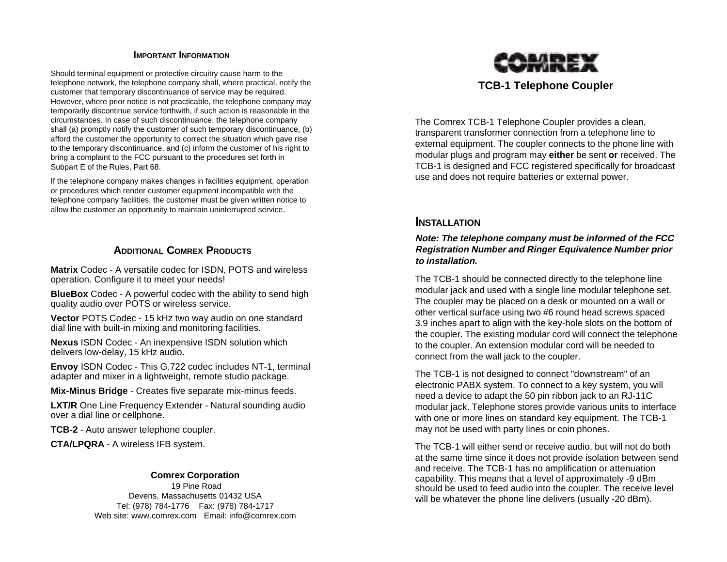## Important Information

Should terminal equipment or protective circuitry cause harm to the telephone network, the telephone company shall, where practical, notify the customer that temporary discontinuance of service may be required. However, where prior notice is not practicable, the telephone company may temporarily discontinue service forthwith, if such action is reasonable in the circumstances. In case of such discontinuance, the telephone company shall (a) promptly notify the customer of such temporary discontinuance, (b) afford the customer the opportunity to correct the situation which gave rise to the temporary discontinuance, and (c) inform the customer of his right to bring a complaint to the FCC pursuant to the procedures set forth in Subpart E of the Rules, Part 68.

If the telephone company makes changes in facilities equipment, operation or procedures which render customer equipment incompatible with the telephone company facilities, the customer must be given written notice to allow the customer an opportunity to maintain uninterrupted service.

## Additional Comrex Products

**Matrix** Codec - A versatile codec for ISDN, POTS and wireless operation. Configure it to meet your needs!

**BlueBox** Codec - A powerful codec with the ability to send high quality audio over POTS or wireless service.

**Vector** POTS Codec - 15 kHz two way audio on one standard dial line with built-in mixing and monitoring facilities.

**Nexus** ISDN Codec - An inexpensive ISDN solution which delivers low-delay, 15 kHz audio.

**Envoy** ISDN Codec - This G.722 codec includes NT-1, terminal adapter and mixer in a lightweight, remote studio package.

**Mix-Minus Bridge** - Creates five separate mix-minus feeds.

**LXT/R** One Line Frequency Extender - Natural sounding audio over a dial line or cellphone.

**TCB-2** - Auto answer telephone coupler.

**CTA/LPQRA** - A wireless IFB system.

**Comrex Corporation**
19 Pine Road
Devens, Massachusetts 01432 USA
Tel: (978) 784-1776 Fax: (978) 784-1717
Web site: www.comrex.com Email: info@comrex.com

# COMREX

# TCB-1 Telephone Coupler

The Comrex TCB-1 Telephone Coupler provides a clean, transparent transformer connection from a telephone line to external equipment. The coupler connects to the phone line with modular plugs and program may **either** be sent **or** received. The TCB-1 is designed and FCC registered specifically for broadcast use and does not require batteries or external power.

## Installation

***Note: The telephone company must be informed of the FCC Registration Number and Ringer Equivalence Number prior to installation.***

The TCB-1 should be connected directly to the telephone line modular jack and used with a single line modular telephone set. The coupler may be placed on a desk or mounted on a wall or other vertical surface using two #6 round head screws spaced 3.9 inches apart to align with the key-hole slots on the bottom of the coupler. The existing modular cord will connect the telephone to the coupler. An extension modular cord will be needed to connect from the wall jack to the coupler.

The TCB-1 is not designed to connect "downstream" of an electronic PABX system. To connect to a key system, you will need a device to adapt the 50 pin ribbon jack to an RJ-11C modular jack. Telephone stores provide various units to interface with one or more lines on standard key equipment. The TCB-1 may not be used with party lines or coin phones.

The TCB-1 will either send or receive audio, but will not do both at the same time since it does not provide isolation between send and receive. The TCB-1 has no amplification or attenuation capability. This means that a level of approximately -9 dBm should be used to feed audio into the coupler. The receive level will be whatever the phone line delivers (usually -20 dBm).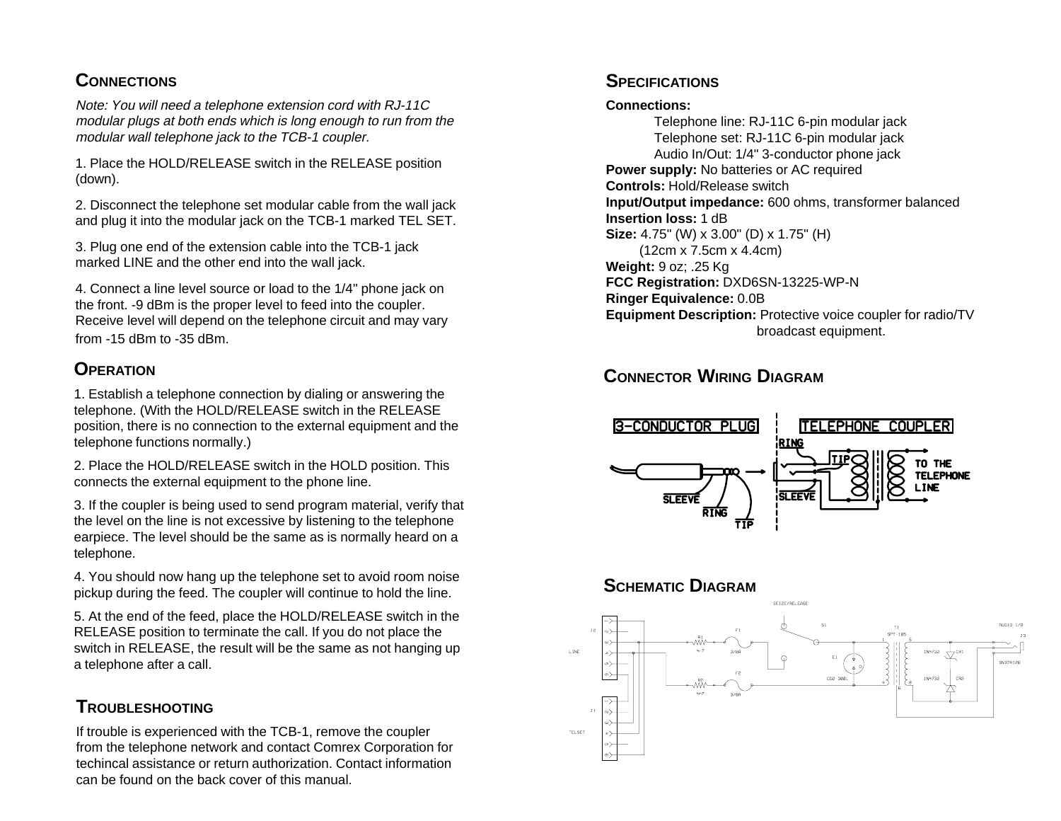## CONNECTIONS

*Note: You will need a telephone extension cord with RJ-11C modular plugs at both ends which is long enough to run from the modular wall telephone jack to the TCB-1 coupler.*

1. Place the HOLD/RELEASE switch in the RELEASE position (down).

2. Disconnect the telephone set modular cable from the wall jack and plug it into the modular jack on the TCB-1 marked TEL SET.

3. Plug one end of the extension cable into the TCB-1 jack marked LINE and the other end into the wall jack.

4. Connect a line level source or load to the 1/4" phone jack on the front. -9 dBm is the proper level to feed into the coupler. Receive level will depend on the telephone circuit and may vary from -15 dBm to -35 dBm.

## OPERATION

1. Establish a telephone connection by dialing or answering the telephone. (With the HOLD/RELEASE switch in the RELEASE position, there is no connection to the external equipment and the telephone functions normally.)

2. Place the HOLD/RELEASE switch in the HOLD position. This connects the external equipment to the phone line.

3. If the coupler is being used to send program material, verify that the level on the line is not excessive by listening to the telephone earpiece. The level should be the same as is normally heard on a telephone.

4. You should now hang up the telephone set to avoid room noise pickup during the feed. The coupler will continue to hold the line.

5. At the end of the feed, place the HOLD/RELEASE switch in the RELEASE position to terminate the call. If you do not place the switch in RELEASE, the result will be the same as not hanging up a telephone after a call.

## TROUBLESHOOTING

If trouble is experienced with the TCB-1, remove the coupler from the telephone network and contact Comrex Corporation for techincal assistance or return authorization. Contact information can be found on the back cover of this manual.

## SPECIFICATIONS

**Connections:**

Telephone line: RJ-11C 6-pin modular jack
Telephone set: RJ-11C 6-pin modular jack
Audio In/Out: 1/4" 3-conductor phone jack

**Power supply:** No batteries or AC required
**Controls:** Hold/Release switch
**Input/Output impedance:** 600 ohms, transformer balanced
**Insertion loss:** 1 dB
**Size:** 4.75" (W) x 3.00" (D) x 1.75" (H)
(12cm x 7.5cm x 4.4cm)
**Weight:** 9 oz; .25 Kg
**FCC Registration:** DXD6SN-13225-WP-N
**Ringer Equivalence:** 0.0B
**Equipment Description:** Protective voice coupler for radio/TV broadcast equipment.

## CONNECTOR WIRING DIAGRAM

3-CONDUCTOR PLUG
TELEPHONE COUPLER
RING
TIP
SLEEVE
SLEEVE
RING
TIP
TO THE TELEPHONE LINE

## SCHEMATIC DIAGRAM

SEIZE/RELEASE
J2
LINE
J1
TELSET
R1 4.7
R2 4.7
F1 3/8A
F2 3/8A
S1
E1
CG2 300L
T1 SPT 105
IN4732 CR1
IN4732 CR2
AUDIO I/O
J3
SN3741ZB